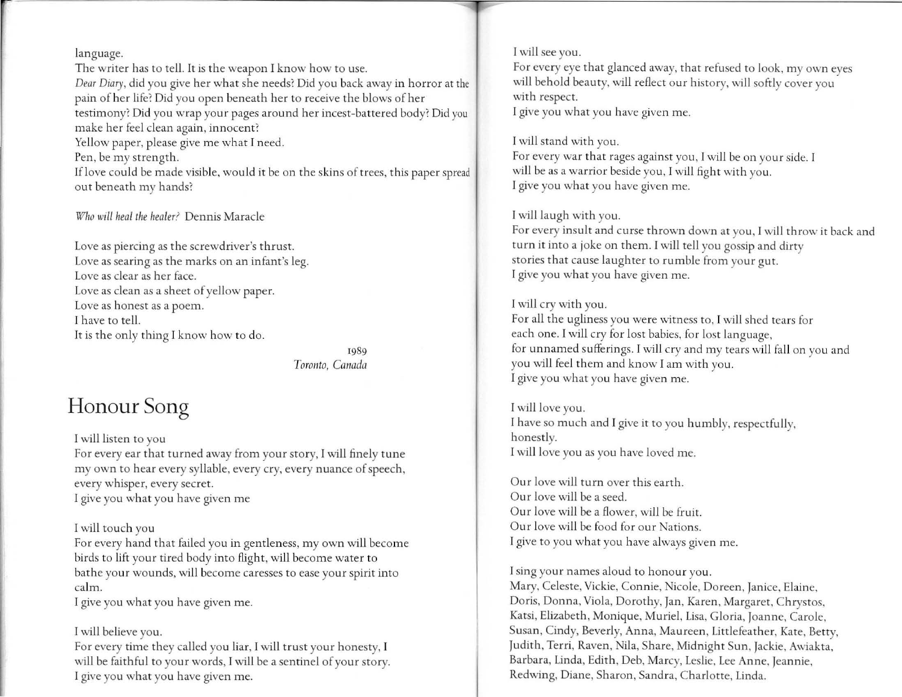language.
The writer has to tell. It is the weapon I know how to use.
*Dear Diary*, did you give her what she needs? Did you back away in horror at the pain of her life? Did you open beneath her to receive the blows of her testimony? Did you wrap your pages around her incest-battered body? Did you make her feel clean again, innocent?
Yellow paper, please give me what I need.
Pen, be my strength.
If love could be made visible, would it be on the skins of trees, this paper spread out beneath my hands?

*Who will heal the healer?* Dennis Maracle

Love as piercing as the screwdriver's thrust.
Love as searing as the marks on an infant's leg.
Love as clear as her face.
Love as clean as a sheet of yellow paper.
Love as honest as a poem.
I have to tell.
It is the only thing I know how to do.

1989
*Toronto, Canada*

# Honour Song

I will listen to you
For every ear that turned away from your story, I will finely tune my own to hear every syllable, every cry, every nuance of speech, every whisper, every secret.
I give you what you have given me

I will touch you
For every hand that failed you in gentleness, my own will become birds to lift your tired body into flight, will become water to bathe your wounds, will become caresses to ease your spirit into calm.
I give you what you have given me.

I will believe you.
For every time they called you liar, I will trust your honesty, I will be faithful to your words, I will be a sentinel of your story.
I give you what you have given me.

I will see you.
For every eye that glanced away, that refused to look, my own eyes will behold beauty, will reflect our history, will softly cover you with respect.
I give you what you have given me.

I will stand with you.
For every war that rages against you, I will be on your side. I will be as a warrior beside you, I will fight with you.
I give you what you have given me.

I will laugh with you.
For every insult and curse thrown down at you, I will throw it back and turn it into a joke on them. I will tell you gossip and dirty stories that cause laughter to rumble from your gut.
I give you what you have given me.

I will cry with you.
For all the ugliness you were witness to, I will shed tears for each one. I will cry for lost babies, for lost language, for unnamed sufferings. I will cry and my tears will fall on you and you will feel them and know I am with you.
I give you what you have given me.

I will love you.
I have so much and I give it to you humbly, respectfully, honestly.
I will love you as you have loved me.

Our love will turn over this earth.
Our love will be a seed.
Our love will be a flower, will be fruit.
Our love will be food for our Nations.
I give to you what you have always given me.

I sing your names aloud to honour you.
Mary, Celeste, Vickie, Connie, Nicole, Doreen, Janice, Elaine, Doris, Donna, Viola, Dorothy, Jan, Karen, Margaret, Chrystos, Katsi, Elizabeth, Monique, Muriel, Lisa, Gloria, Joanne, Carole, Susan, Cindy, Beverly, Anna, Maureen, Littlefeather, Kate, Betty, Judith, Terri, Raven, Nila, Share, Midnight Sun, Jackie, Awiakta, Barbara, Linda, Edith, Deb, Marcy, Leslie, Lee Anne, Jeannie, Redwing, Diane, Sharon, Sandra, Charlotte, Linda.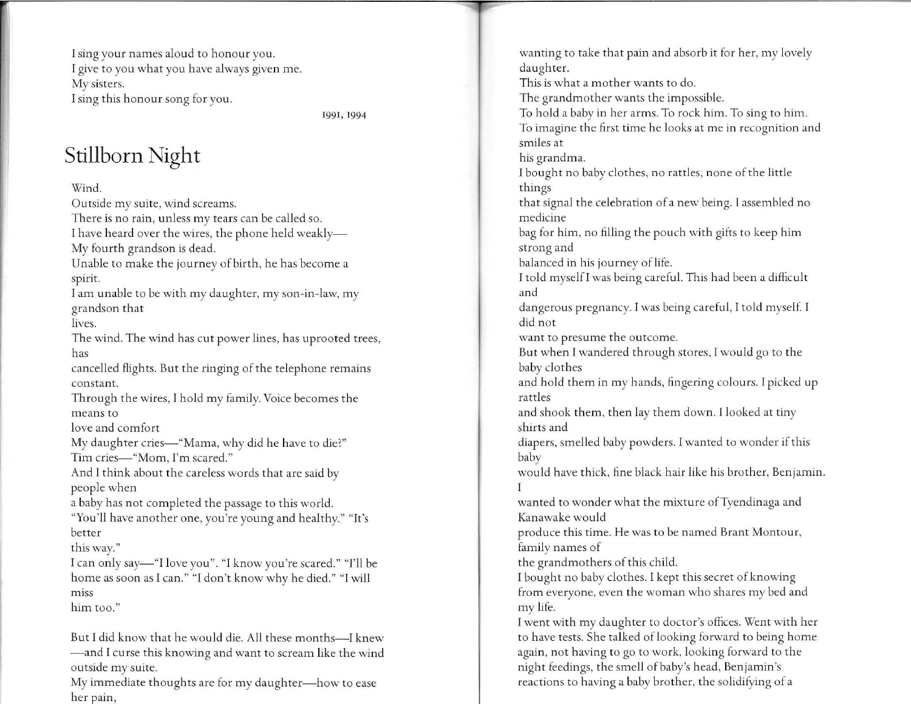I sing your names aloud to honour you.
I give to you what you have always given me.
My sisters.
I sing this honour song for you.

1991, 1994

## Stillborn Night

Wind.
Outside my suite, wind screams.
There is no rain, unless my tears can be called so.
I have heard over the wires, the phone held weakly—
My fourth grandson is dead.
Unable to make the journey of birth, he has become a spirit.
I am unable to be with my daughter, my son-in-law, my grandson that lives.
The wind. The wind has cut power lines, has uprooted trees, has cancelled flights. But the ringing of the telephone remains constant.
Through the wires, I hold my family. Voice becomes the means to love and comfort
My daughter cries—"Mama, why did he have to die?"
Tim cries—"Mom, I'm scared."
And I think about the careless words that are said by people when a baby has not completed the passage to this world.
"You'll have another one, you're young and healthy." "It's better this way."
I can only say—"I love you". "I know you're scared." "I'll be home as soon as I can." "I don't know why he died." "I will miss him too."

But I did know that he would die. All these months—I knew—and I curse this knowing and want to scream like the wind outside my suite.
My immediate thoughts are for my daughter—how to ease her pain,
wanting to take that pain and absorb it for her, my lovely daughter.
This is what a mother wants to do.
The grandmother wants the impossible.
To hold a baby in her arms. To rock him. To sing to him.
To imagine the first time he looks at me in recognition and smiles at his grandma.
I bought no baby clothes, no rattles, none of the little things that signal the celebration of a new being. I assembled no medicine bag for him, no filling the pouch with gifts to keep him strong and balanced in his journey of life.
I told myself I was being careful. This had been a difficult and dangerous pregnancy. I was being careful, I told myself. I did not want to presume the outcome.
But when I wandered through stores, I would go to the baby clothes and hold them in my hands, fingering colours. I picked up rattles and shook them, then lay them down. I looked at tiny shirts and diapers, smelled baby powders. I wanted to wonder if this baby would have thick, fine black hair like his brother, Benjamin. I wanted to wonder what the mixture of Tyendinaga and Kanawake would produce this time. He was to be named Brant Montour, family names of the grandmothers of this child.
I bought no baby clothes. I kept this secret of knowing from everyone, even the woman who shares my bed and my life.
I went with my daughter to doctor's offices. Went with her to have tests. She talked of looking forward to being home again, not having to go to work, looking forward to the night feedings, the smell of baby's head, Benjamin's reactions to having a baby brother, the solidifying of a